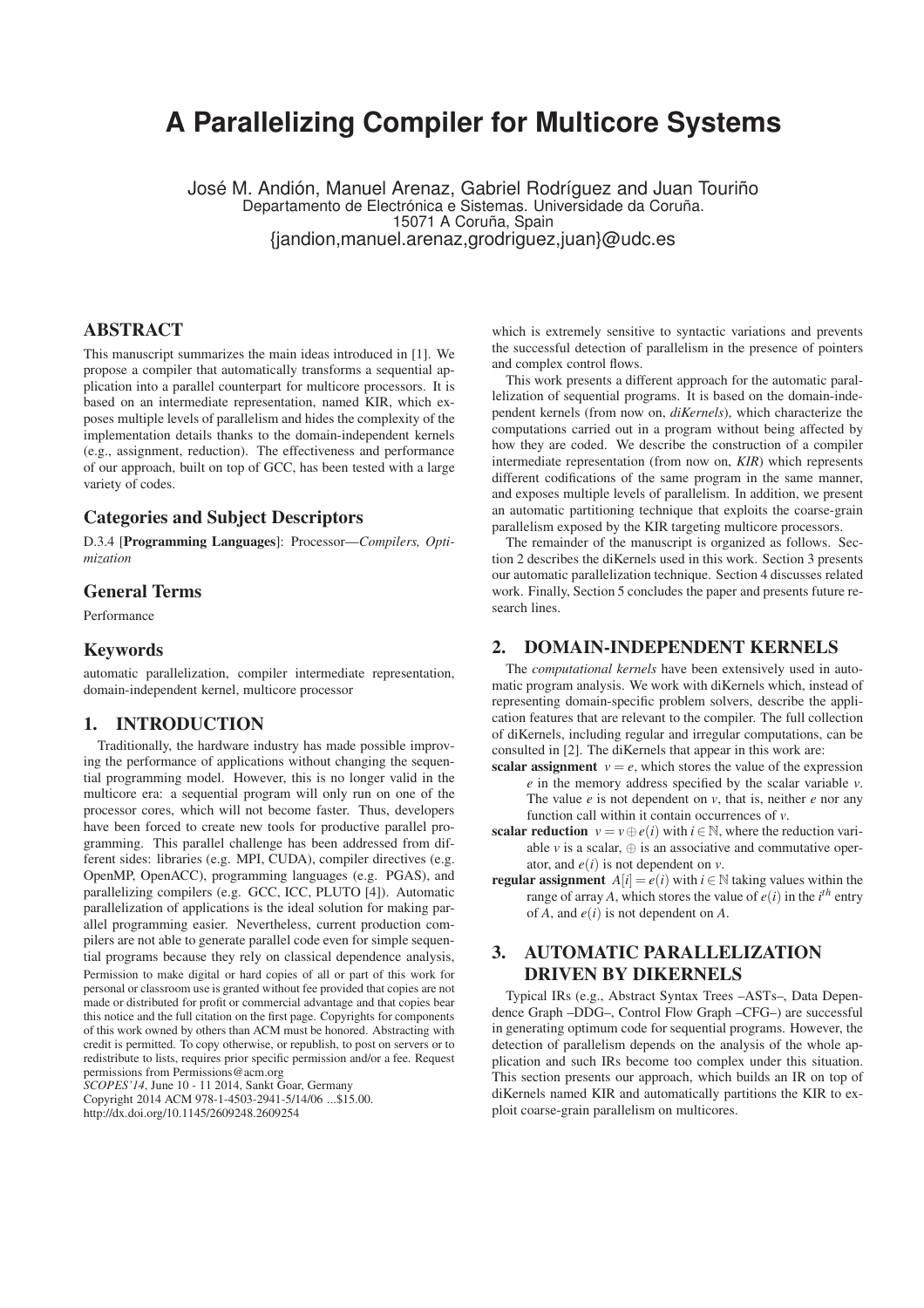# A Parallelizing Compiler for Multicore Systems

José M. Andión, Manuel Arenaz, Gabriel Rodríguez and Juan Touriño
Departamento de Electrónica e Sistemas. Universidade da Coruña.
15071 A Coruña, Spain
{jandion,manuel.arenaz,grodriguez,juan}@udc.es

## ABSTRACT

This manuscript summarizes the main ideas introduced in [1]. We propose a compiler that automatically transforms a sequential application into a parallel counterpart for multicore processors. It is based on an intermediate representation, named KIR, which exposes multiple levels of parallelism and hides the complexity of the implementation details thanks to the domain-independent kernels (e.g., assignment, reduction). The effectiveness and performance of our approach, built on top of GCC, has been tested with a large variety of codes.

## Categories and Subject Descriptors

D.3.4 [**Programming Languages**]: Processor—*Compilers, Optimization*

## General Terms

Performance

## Keywords

automatic parallelization, compiler intermediate representation, domain-independent kernel, multicore processor

## 1. INTRODUCTION

Traditionally, the hardware industry has made possible improving the performance of applications without changing the sequential programming model. However, this is no longer valid in the multicore era: a sequential program will only run on one of the processor cores, which will not become faster. Thus, developers have been forced to create new tools for productive parallel programming. This parallel challenge has been addressed from different sides: libraries (e.g. MPI, CUDA), compiler directives (e.g. OpenMP, OpenACC), programming languages (e.g. PGAS), and parallelizing compilers (e.g. GCC, ICC, PLUTO [4]). Automatic parallelization of applications is the ideal solution for making parallel programming easier. Nevertheless, current production compilers are not able to generate parallel code even for simple sequential programs because they rely on classical dependence analysis, which is extremely sensitive to syntactic variations and prevents the successful detection of parallelism in the presence of pointers and complex control flows.

Permission to make digital or hard copies of all or part of this work for personal or classroom use is granted without fee provided that copies are not made or distributed for profit or commercial advantage and that copies bear this notice and the full citation on the first page. Copyrights for components of this work owned by others than ACM must be honored. Abstracting with credit is permitted. To copy otherwise, or republish, to post on servers or to redistribute to lists, requires prior specific permission and/or a fee. Request permissions from Permissions@acm.org
*SCOPES'14*, June 10 - 11 2014, Sankt Goar, Germany
Copyright 2014 ACM 978-1-4503-2941-5/14/06 ...$15.00.
http://dx.doi.org/10.1145/2609248.2609254

This work presents a different approach for the automatic parallelization of sequential programs. It is based on the domain-independent kernels (from now on, *diKernels*), which characterize the computations carried out in a program without being affected by how they are coded. We describe the construction of a compiler intermediate representation (from now on, *KIR*) which represents different codifications of the same program in the same manner, and exposes multiple levels of parallelism. In addition, we present an automatic partitioning technique that exploits the coarse-grain parallelism exposed by the KIR targeting multicore processors.

The remainder of the manuscript is organized as follows. Section 2 describes the diKernels used in this work. Section 3 presents our automatic parallelization technique. Section 4 discusses related work. Finally, Section 5 concludes the paper and presents future research lines.

## 2. DOMAIN-INDEPENDENT KERNELS

The *computational kernels* have been extensively used in automatic program analysis. We work with diKernels which, instead of representing domain-specific problem solvers, describe the application features that are relevant to the compiler. The full collection of diKernels, including regular and irregular computations, can be consulted in [2]. The diKernels that appear in this work are:

**scalar assignment** $v = e$, which stores the value of the expression $e$ in the memory address specified by the scalar variable $v$. The value $e$ is not dependent on $v$, that is, neither $e$ nor any function call within it contain occurrences of $v$.

**scalar reduction** $v = v \oplus e(i)$ with $i \in \mathbb{N}$, where the reduction variable $v$ is a scalar, $\oplus$ is an associative and commutative operator, and $e(i)$ is not dependent on $v$.

**regular assignment** $A[i] = e(i)$ with $i \in \mathbb{N}$ taking values within the range of array $A$, which stores the value of $e(i)$ in the $i^{th}$ entry of $A$, and $e(i)$ is not dependent on $A$.

## 3. AUTOMATIC PARALLELIZATION DRIVEN BY DIKERNELS

Typical IRs (e.g., Abstract Syntax Trees –ASTs–, Data Dependence Graph –DDG–, Control Flow Graph –CFG–) are successful in generating optimum code for sequential programs. However, the detection of parallelism depends on the analysis of the whole application and such IRs become too complex under this situation. This section presents our approach, which builds an IR on top of diKernels named KIR and automatically partitions the KIR to exploit coarse-grain parallelism on multicores.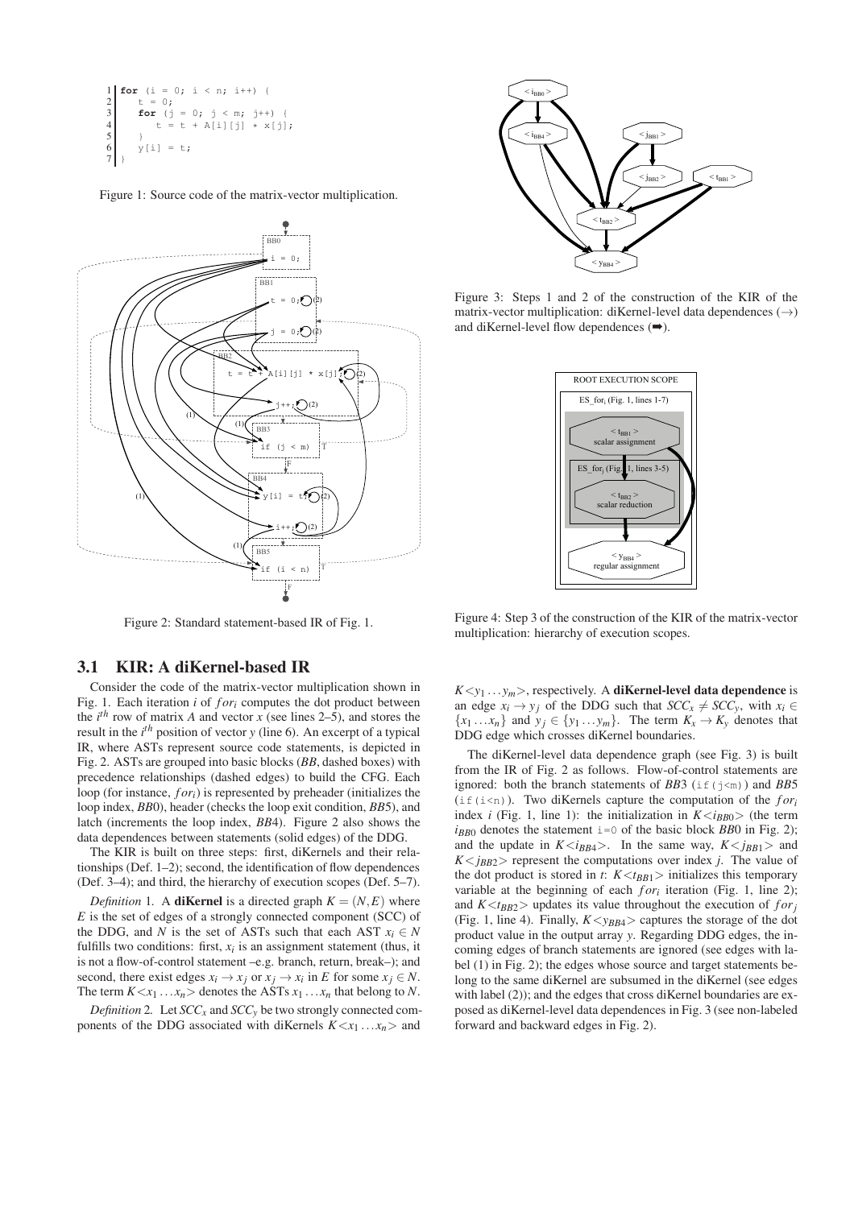```
1  for (i = 0; i < n; i++) {
2     t = 0;
3     for (j = 0; j < m; j++) {
4        t = t + A[i][j] * x[j];
5     }
6     y[i] = t;
7  }
```

Figure 1: Source code of the matrix-vector multiplication.

Figure 2: Standard statement-based IR of Fig. 1.

Figure 3: Steps 1 and 2 of the construction of the KIR of the matrix-vector multiplication: diKernel-level data dependences (→) and diKernel-level flow dependences (➡).

Figure 4: Step 3 of the construction of the KIR of the matrix-vector multiplication: hierarchy of execution scopes.

## 3.1 KIR: A diKernel-based IR

Consider the code of the matrix-vector multiplication shown in Fig. 1. Each iteration $i$ of $for_i$ computes the dot product between the $i^{th}$ row of matrix $A$ and vector $x$ (see lines 2–5), and stores the result in the $i^{th}$ position of vector $y$ (line 6). An excerpt of a typical IR, where ASTs represent source code statements, is depicted in Fig. 2. ASTs are grouped into basic blocks ($BB$, dashed boxes) with precedence relationships (dashed edges) to build the CFG. Each loop (for instance, $for_i$) is represented by preheader (initializes the loop index, $BB0$), header (checks the loop exit condition, $BB5$), and latch (increments the loop index, $BB4$). Figure 2 also shows the data dependences between statements (solid edges) of the DDG.

The KIR is built on three steps: first, diKernels and their relationships (Def. 1–2); second, the identification of flow dependences (Def. 3–4); and third, the hierarchy of execution scopes (Def. 5–7).

*Definition* 1. A **diKernel** is a directed graph $K = (N, E)$ where $E$ is the set of edges of a strongly connected component (SCC) of the DDG, and $N$ is the set of ASTs such that each AST $x_i \in N$ fulfills two conditions: first, $x_i$ is an assignment statement (thus, it is not a flow-of-control statement –e.g. branch, return, break–); and second, there exist edges $x_i \rightarrow x_j$ or $x_j \rightarrow x_i$ in $E$ for some $x_j \in N$. The term $K{<}x_1 \ldots x_n{>}$ denotes the ASTs $x_1 \ldots x_n$ that belong to $N$.

*Definition* 2. Let $SCC_x$ and $SCC_y$ be two strongly connected components of the DDG associated with diKernels $K{<}x_1 \ldots x_n{>}$ and $K{<}y_1 \ldots y_m{>}$, respectively. A **diKernel-level data dependence** is an edge $x_i \rightarrow y_j$ of the DDG such that $SCC_x \neq SCC_y$, with $x_i \in \{x_1 \ldots x_n\}$ and $y_j \in \{y_1 \ldots y_m\}$. The term $K_x \rightarrow K_y$ denotes that DDG edge which crosses diKernel boundaries.

The diKernel-level data dependence graph (see Fig. 3) is built from the IR of Fig. 2 as follows. Flow-of-control statements are ignored: both the branch statements of $BB3$ (`if(j<m)`) and $BB5$ (`if(i<n)`). Two diKernels capture the computation of the $for_i$ index $i$ (Fig. 1, line 1): the initialization in $K{<}i_{BB0}{>}$ (the term $i_{BB0}$ denotes the statement `i=0` of the basic block $BB0$ in Fig. 2); and the update in $K{<}i_{BB4}{>}$. In the same way, $K{<}j_{BB1}{>}$ and $K{<}j_{BB2}{>}$ represent the computations over index $j$. The value of the dot product is stored in $t$: $K{<}t_{BB1}{>}$ initializes this temporary variable at the beginning of each $for_i$ iteration (Fig. 1, line 2); and $K{<}t_{BB2}{>}$ updates its value throughout the execution of $for_j$ (Fig. 1, line 4). Finally, $K{<}y_{BB4}{>}$ captures the storage of the dot product value in the output array $y$. Regarding DDG edges, the incoming edges of branch statements are ignored (see edges with label (1) in Fig. 2); the edges whose source and target statements belong to the same diKernel are subsumed in the diKernel (see edges with label (2)); and the edges that cross diKernel boundaries are exposed as diKernel-level data dependences in Fig. 3 (see non-labeled forward and backward edges in Fig. 2).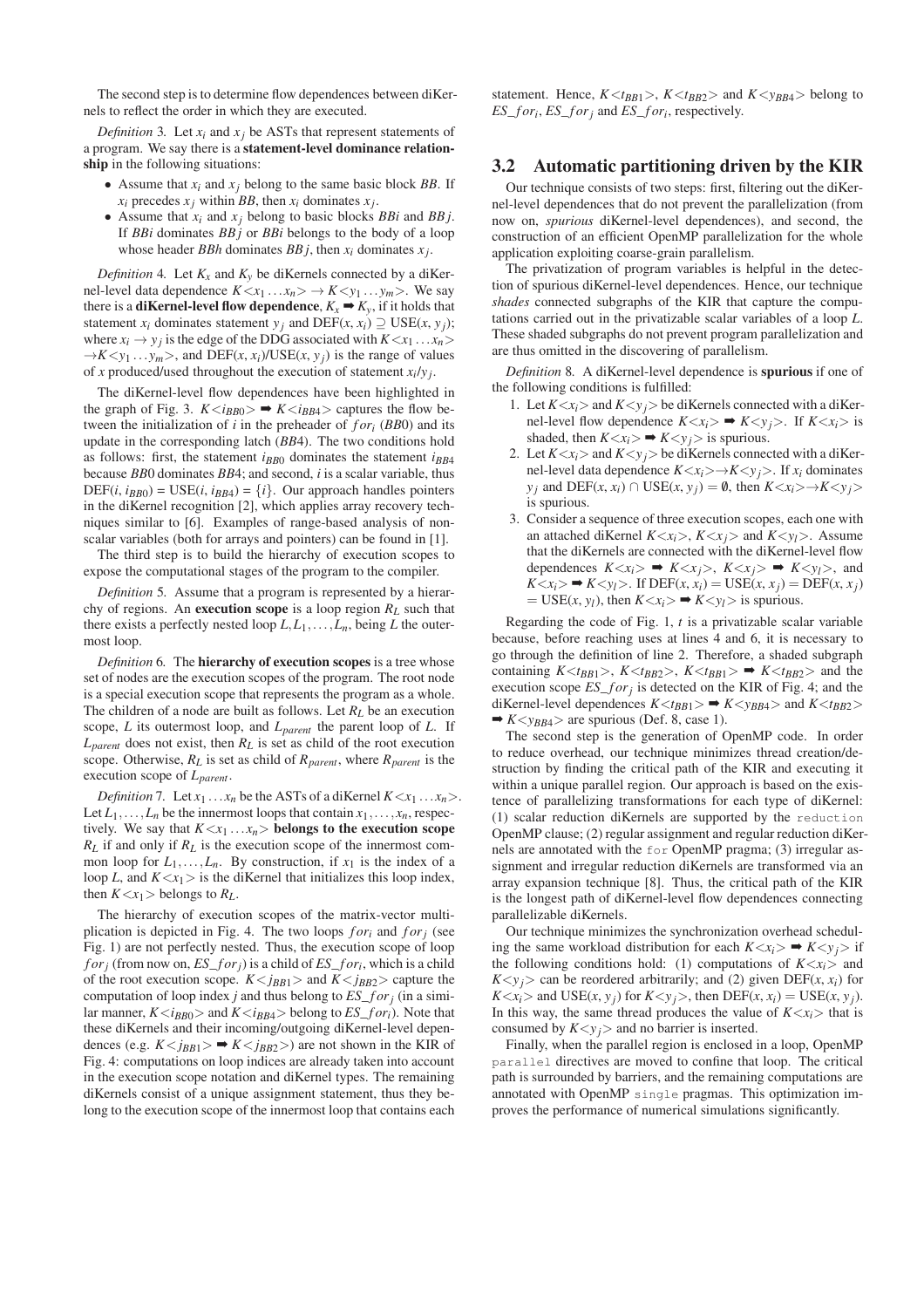The second step is to determine flow dependences between diKernels to reflect the order in which they are executed.

*Definition 3.* Let $x_i$ and $x_j$ be ASTs that represent statements of a program. We say there is a **statement-level dominance relationship** in the following situations:

- Assume that $x_i$ and $x_j$ belong to the same basic block $BB$. If $x_i$ precedes $x_j$ within $BB$, then $x_i$ dominates $x_j$.
- Assume that $x_i$ and $x_j$ belong to basic blocks $BBi$ and $BBj$. If $BBi$ dominates $BBj$ or $BBi$ belongs to the body of a loop whose header $BBh$ dominates $BBj$, then $x_i$ dominates $x_j$.

*Definition 4.* Let $K_x$ and $K_y$ be diKernels connected by a diKernel-level data dependence $K{<}x_1 \ldots x_n{>} \rightarrow K{<}y_1 \ldots y_m{>}$. We say there is a **diKernel-level flow dependence**, $K_x \Rightarrow K_y$, if it holds that statement $x_i$ dominates statement $y_j$ and $\text{DEF}(x, x_i) \supseteq \text{USE}(x, y_j)$; where $x_i \rightarrow y_j$ is the edge of the DDG associated with $K{<}x_1 \ldots x_n{>} \rightarrow K{<}y_1 \ldots y_m{>}$, and $\text{DEF}(x, x_i)$/$\text{USE}(x, y_j)$ is the range of values of $x$ produced/used throughout the execution of statement $x_i$/$y_j$.

The diKernel-level flow dependences have been highlighted in the graph of Fig. 3. $K{<}i_{BB0}{>} \Rightarrow K{<}i_{BB4}{>}$ captures the flow between the initialization of $i$ in the preheader of $for_i$ ($BB0$) and its update in the corresponding latch ($BB4$). The two conditions hold as follows: first, the statement $i_{BB0}$ dominates the statement $i_{BB4}$ because $BB0$ dominates $BB4$; and second, $i$ is a scalar variable, thus $\text{DEF}(i, i_{BB0}) = \text{USE}(i, i_{BB4}) = \{i\}$. Our approach handles pointers in the diKernel recognition [2], which applies array recovery techniques similar to [6]. Examples of range-based analysis of non-scalar variables (both for arrays and pointers) can be found in [1].

The third step is to build the hierarchy of execution scopes to expose the computational stages of the program to the compiler.

*Definition 5.* Assume that a program is represented by a hierarchy of regions. An **execution scope** is a loop region $R_L$ such that there exists a perfectly nested loop $L, L_1, \ldots, L_n$, being $L$ the outermost loop.

*Definition 6.* The **hierarchy of execution scopes** is a tree whose set of nodes are the execution scopes of the program. The root node is a special execution scope that represents the program as a whole. The children of a node are built as follows. Let $R_L$ be an execution scope, $L$ its outermost loop, and $L_{parent}$ the parent loop of $L$. If $L_{parent}$ does not exist, then $R_L$ is set as child of the root execution scope. Otherwise, $R_L$ is set as child of $R_{parent}$, where $R_{parent}$ is the execution scope of $L_{parent}$.

*Definition 7.* Let $x_1 \ldots x_n$ be the ASTs of a diKernel $K{<}x_1 \ldots x_n{>}$. Let $L_1, \ldots, L_n$ be the innermost loops that contain $x_1, \ldots, x_n$, respectively. We say that $K{<}x_1 \ldots x_n{>}$ **belongs to the execution scope** $R_L$ if and only if $R_L$ is the execution scope of the innermost common loop for $L_1, \ldots, L_n$. By construction, if $x_1$ is the index of a loop $L$, and $K{<}x_1{>}$ is the diKernel that initializes this loop index, then $K{<}x_1{>}$ belongs to $R_L$.

The hierarchy of execution scopes of the matrix-vector multiplication is depicted in Fig. 4. The two loops $for_i$ and $for_j$ (see Fig. 1) are not perfectly nested. Thus, the execution scope of loop $for_j$ (from now on, $ES\_for_j$) is a child of $ES\_for_i$, which is a child of the root execution scope. $K{<}j_{BB1}{>}$ and $K{<}j_{BB2}{>}$ capture the computation of loop index $j$ and thus belong to $ES\_for_j$ (in a similar manner, $K{<}i_{BB0}{>}$ and $K{<}i_{BB4}{>}$ belong to $ES\_for_i$). Note that these diKernels and their incoming/outgoing diKernel-level dependences (e.g. $K{<}j_{BB1}{>} \Rightarrow K{<}j_{BB2}{>}$) are not shown in the KIR of Fig. 4: computations on loop indices are already taken into account in the execution scope notation and diKernel types. The remaining diKernels consist of a unique assignment statement, thus they belong to the execution scope of the innermost loop that contains each statement. Hence, $K{<}t_{BB1}{>}$, $K{<}t_{BB2}{>}$ and $K{<}y_{BB4}{>}$ belong to $ES\_for_i$, $ES\_for_j$ and $ES\_for_i$, respectively.

## 3.2 Automatic partitioning driven by the KIR

Our technique consists of two steps: first, filtering out the diKernel-level dependences that do not prevent the parallelization (from now on, *spurious* diKernel-level dependences), and second, the construction of an efficient OpenMP parallelization for the whole application exploiting coarse-grain parallelism.

The privatization of program variables is helpful in the detection of spurious diKernel-level dependences. Hence, our technique *shades* connected subgraphs of the KIR that capture the computations carried out in the privatizable scalar variables of a loop $L$. These shaded subgraphs do not prevent program parallelization and are thus omitted in the discovering of parallelism.

*Definition 8.* A diKernel-level dependence is **spurious** if one of the following conditions is fulfilled:

1. Let $K{<}x_i{>}$ and $K{<}y_j{>}$ be diKernels connected with a diKernel-level flow dependence $K{<}x_i{>} \Rightarrow K{<}y_j{>}$. If $K{<}x_i{>}$ is shaded, then $K{<}x_i{>} \Rightarrow K{<}y_j{>}$ is spurious.
2. Let $K{<}x_i{>}$ and $K{<}y_j{>}$ be diKernels connected with a diKernel-level data dependence $K{<}x_i{>} \rightarrow K{<}y_j{>}$. If $x_i$ dominates $y_j$ and $\text{DEF}(x, x_i) \cap \text{USE}(x, y_j) = \emptyset$, then $K{<}x_i{>} \rightarrow K{<}y_j{>}$ is spurious.
3. Consider a sequence of three execution scopes, each one with an attached diKernel $K{<}x_i{>}$, $K{<}x_j{>}$ and $K{<}y_l{>}$. Assume that the diKernels are connected with the diKernel-level flow dependences $K{<}x_i{>} \Rightarrow K{<}x_j{>}$, $K{<}x_j{>} \Rightarrow K{<}y_l{>}$, and $K{<}x_i{>} \Rightarrow K{<}y_l{>}$. If $\text{DEF}(x, x_i) = \text{USE}(x, x_j) = \text{DEF}(x, x_j) = \text{USE}(x, y_l)$, then $K{<}x_i{>} \Rightarrow K{<}y_l{>}$ is spurious.

Regarding the code of Fig. 1, $t$ is a privatizable scalar variable because, before reaching uses at lines 4 and 6, it is necessary to go through the definition of line 2. Therefore, a shaded subgraph containing $K{<}t_{BB1}{>}$, $K{<}t_{BB2}{>}$, $K{<}t_{BB1}{>} \Rightarrow K{<}t_{BB2}{>}$ and the execution scope $ES\_for_j$ is detected on the KIR of Fig. 4; and the diKernel-level dependences $K{<}t_{BB1}{>} \Rightarrow K{<}y_{BB4}{>}$ and $K{<}t_{BB2}{>} \Rightarrow K{<}y_{BB4}{>}$ are spurious (Def. 8, case 1).

The second step is the generation of OpenMP code. In order to reduce overhead, our technique minimizes thread creation/destruction by finding the critical path of the KIR and executing it within a unique parallel region. Our approach is based on the existence of parallelizing transformations for each type of diKernel: (1) scalar reduction diKernels are supported by the `reduction` OpenMP clause; (2) regular assignment and regular reduction diKernels are annotated with the `for` OpenMP pragma; (3) irregular assignment and irregular reduction diKernels are transformed via an array expansion technique [8]. Thus, the critical path of the KIR is the longest path of diKernel-level flow dependences connecting parallelizable diKernels.

Our technique minimizes the synchronization overhead scheduling the same workload distribution for each $K{<}x_i{>} \Rightarrow K{<}y_j{>}$ if the following conditions hold: (1) computations of $K{<}x_i{>}$ and $K{<}y_j{>}$ can be reordered arbitrarily; and (2) given $\text{DEF}(x, x_i)$ for $K{<}x_i{>}$ and $\text{USE}(x, y_j)$ for $K{<}y_j{>}$, then $\text{DEF}(x, x_i) = \text{USE}(x, y_j)$. In this way, the same thread produces the value of $K{<}x_i{>}$ that is consumed by $K{<}y_j{>}$ and no barrier is inserted.

Finally, when the parallel region is enclosed in a loop, OpenMP `parallel` directives are moved to confine that loop. The critical path is surrounded by barriers, and the remaining computations are annotated with OpenMP `single` pragmas. This optimization improves the performance of numerical simulations significantly.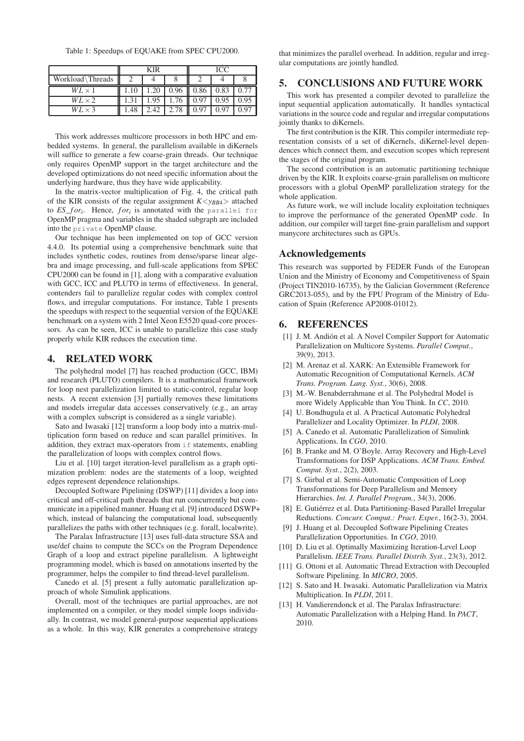Table 1: Speedups of EQUAKE from SPEC CPU2000.

| | KIR | | | ICC | | |
|---|---|---|---|---|---|---|
| Workload\Threads | 2 | 4 | 8 | 2 | 4 | 8 |
| $WL \times 1$ | 1.10 | 1.20 | 0.96 | 0.86 | 0.83 | 0.77 |
| $WL \times 2$ | 1.31 | 1.95 | 1.76 | 0.97 | 0.95 | 0.95 |
| $WL \times 3$ | 1.48 | 2.42 | 2.78 | 0.97 | 0.97 | 0.97 |

This work addresses multicore processors in both HPC and embedded systems. In general, the parallelism available in diKernels will suffice to generate a few coarse-grain threads. Our technique only requires OpenMP support in the target architecture and the developed optimizations do not need specific information about the underlying hardware, thus they have wide applicability.

In the matrix-vector multiplication of Fig. 4, the critical path of the KIR consists of the regular assignment $K{<}y_{BB4}{>}$ attached to $ES\_for_i$. Hence, $for_i$ is annotated with the `parallel for` OpenMP pragma and variables in the shaded subgraph are included into the `private` OpenMP clause.

Our technique has been implemented on top of GCC version 4.4.0. Its potential using a comprehensive benchmark suite that includes synthetic codes, routines from dense/sparse linear algebra and image processing, and full-scale applications from SPEC CPU2000 can be found in [1], along with a comparative evaluation with GCC, ICC and PLUTO in terms of effectiveness. In general, contenders fail to parallelize regular codes with complex control flows, and irregular computations. For instance, Table 1 presents the speedups with respect to the sequential version of the EQUAKE benchmark on a system with 2 Intel Xeon E5520 quad-core processors. As can be seen, ICC is unable to parallelize this case study properly while KIR reduces the execution time.

## 4. RELATED WORK

The polyhedral model [7] has reached production (GCC, IBM) and research (PLUTO) compilers. It is a mathematical framework for loop nest parallelization limited to static-control, regular loop nests. A recent extension [3] partially removes these limitations and models irregular data accesses conservatively (e.g., an array with a complex subscript is considered as a single variable).

Sato and Iwasaki [12] transform a loop body into a matrix-multiplication form based on reduce and scan parallel primitives. In addition, they extract max-operators from `if` statements, enabling the parallelization of loops with complex control flows.

Liu et al. [10] target iteration-level parallelism as a graph optimization problem: nodes are the statements of a loop, weighted edges represent dependence relationships.

Decoupled Software Pipelining (DSWP) [11] divides a loop into critical and off-critical path threads that run concurrently but communicate in a pipelined manner. Huang et al. [9] introduced DSWP+ which, instead of balancing the computational load, subsequently parallelizes the paths with other techniques (e.g. forall, localwrite).

The Paralax Infrastructure [13] uses full-data structure SSA and use/def chains to compute the SCCs on the Program Dependence Graph of a loop and extract pipeline parallelism. A lightweight programming model, which is based on annotations inserted by the programmer, helps the compiler to find thread-level parallelism.

Canedo et al. [5] present a fully automatic parallelization approach of whole Simulink applications.

Overall, most of the techniques are partial approaches, are not implemented on a compiler, or they model simple loops individually. In contrast, we model general-purpose sequential applications as a whole. In this way, KIR generates a comprehensive strategy that minimizes the parallel overhead. In addition, regular and irregular computations are jointly handled.

## 5. CONCLUSIONS AND FUTURE WORK

This work has presented a compiler devoted to parallelize the input sequential application automatically. It handles syntactical variations in the source code and regular and irregular computations jointly thanks to diKernels.

The first contribution is the KIR. This compiler intermediate representation consists of a set of diKernels, diKernel-level dependences which connect them, and execution scopes which represent the stages of the original program.

The second contribution is an automatic partitioning technique driven by the KIR. It exploits coarse-grain parallelism on multicore processors with a global OpenMP parallelization strategy for the whole application.

As future work, we will include locality exploitation techniques to improve the performance of the generated OpenMP code. In addition, our compiler will target fine-grain parallelism and support manycore architectures such as GPUs.

## Acknowledgements

This research was supported by FEDER Funds of the European Union and the Ministry of Economy and Competitiveness of Spain (Project TIN2010-16735), by the Galician Government (Reference GRC2013-055), and by the FPU Program of the Ministry of Education of Spain (Reference AP2008-01012).

## 6. REFERENCES

[1] J. M. Andión et al. A Novel Compiler Support for Automatic Parallelization on Multicore Systems. *Parallel Comput.*, 39(9), 2013.

[2] M. Arenaz et al. XARK: An Extensible Framework for Automatic Recognition of Computational Kernels. *ACM Trans. Program. Lang. Syst.*, 30(6), 2008.

[3] M.-W. Benabderrahmane et al. The Polyhedral Model is more Widely Applicable than You Think. In *CC*, 2010.

[4] U. Bondhugula et al. A Practical Automatic Polyhedral Parallelizer and Locality Optimizer. In *PLDI*, 2008.

[5] A. Canedo et al. Automatic Parallelization of Simulink Applications. In *CGO*, 2010.

[6] B. Franke and M. O'Boyle. Array Recovery and High-Level Transformations for DSP Applications. *ACM Trans. Embed. Comput. Syst.*, 2(2), 2003.

[7] S. Girbal et al. Semi-Automatic Composition of Loop Transformations for Deep Parallelism and Memory Hierarchies. *Int. J. Parallel Program.*, 34(3), 2006.

[8] E. Gutiérrez et al. Data Partitioning-Based Parallel Irregular Reductions. *Concurr. Comput.: Pract. Exper.*, 16(2-3), 2004.

[9] J. Huang et al. Decoupled Software Pipelining Creates Parallelization Opportunities. In *CGO*, 2010.

[10] D. Liu et al. Optimally Maximizing Iteration-Level Loop Parallelism. *IEEE Trans. Parallel Distrib. Syst.*, 23(3), 2012.

[11] G. Ottoni et al. Automatic Thread Extraction with Decoupled Software Pipelining. In *MICRO*, 2005.

[12] S. Sato and H. Iwasaki. Automatic Parallelization via Matrix Multiplication. In *PLDI*, 2011.

[13] H. Vandierendonck et al. The Paralax Infrastructure: Automatic Parallelization with a Helping Hand. In *PACT*, 2010.